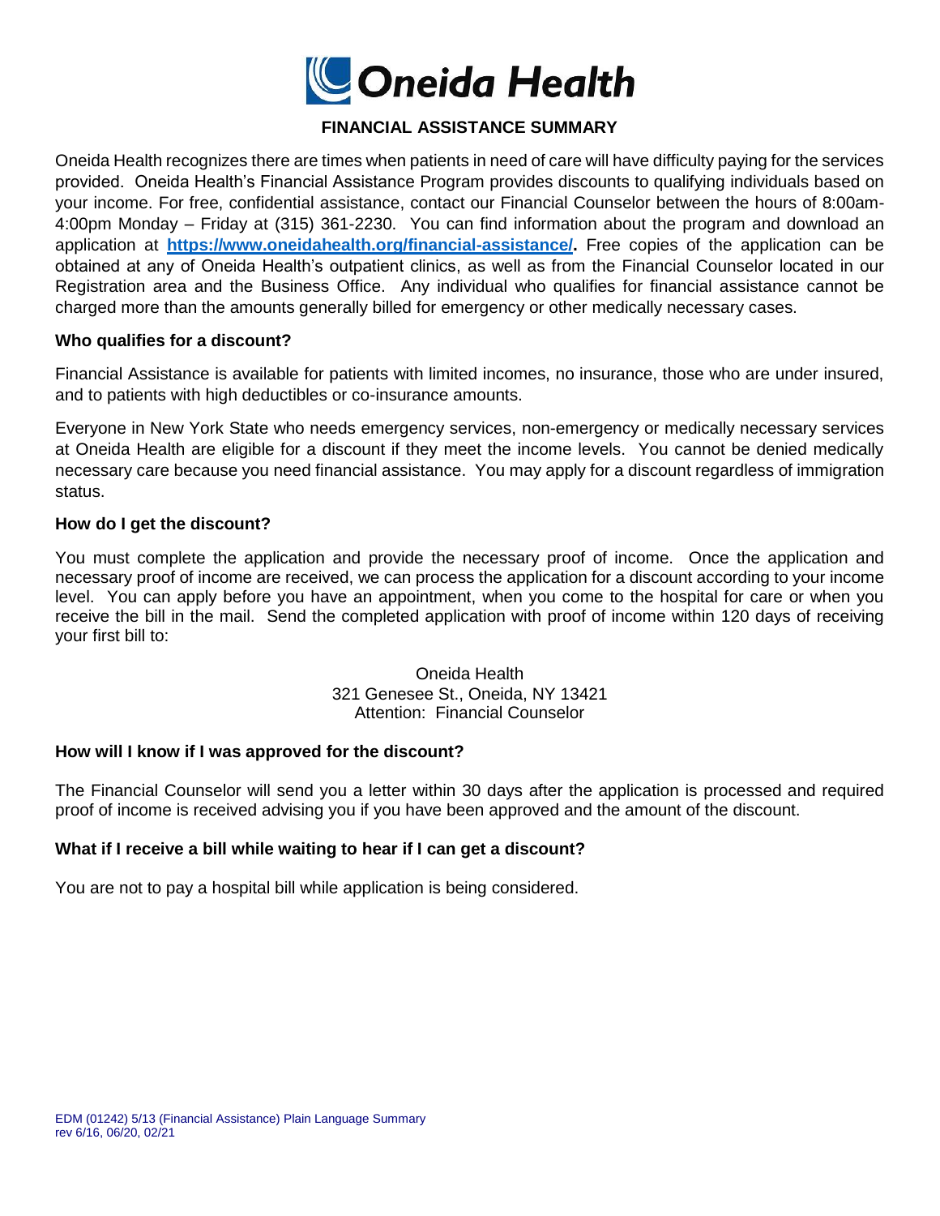# Oneida Health

## FINANCIAL ASSISTANCE SUMMARY

Oneida Health recognizes there are times when patients in need of care will have difficulty paying for the services provided. Oneida Health's Financial Assistance Program provides discounts to qualifying individuals based on your income. For free, confidential assistance, contact our Financial Counselor between the hours of 8:00am-4:00pm Monday – Friday at (315) 361-2230. You can find information about the program and download an application at **https://www.oneidahealth.org/financial-assistance/.** Free copies of the application can be obtained at any of Oneida Health's outpatient clinics, as well as from the Financial Counselor located in our Registration area and the Business Office. Any individual who qualifies for financial assistance cannot be charged more than the amounts generally billed for emergency or other medically necessary cases.

### Who qualifies for a discount?

Financial Assistance is available for patients with limited incomes, no insurance, those who are under insured, and to patients with high deductibles or co-insurance amounts.

Everyone in New York State who needs emergency services, non-emergency or medically necessary services at Oneida Health are eligible for a discount if they meet the income levels. You cannot be denied medically necessary care because you need financial assistance. You may apply for a discount regardless of immigration status.

### How do I get the discount?

You must complete the application and provide the necessary proof of income. Once the application and necessary proof of income are received, we can process the application for a discount according to your income level. You can apply before you have an appointment, when you come to the hospital for care or when you receive the bill in the mail. Send the completed application with proof of income within 120 days of receiving your first bill to:

Oneida Health
321 Genesee St., Oneida, NY 13421
Attention: Financial Counselor

### How will I know if I was approved for the discount?

The Financial Counselor will send you a letter within 30 days after the application is processed and required proof of income is received advising you if you have been approved and the amount of the discount.

### What if I receive a bill while waiting to hear if I can get a discount?

You are not to pay a hospital bill while application is being considered.

EDM (01242) 5/13 (Financial Assistance) Plain Language Summary
rev 6/16, 06/20, 02/21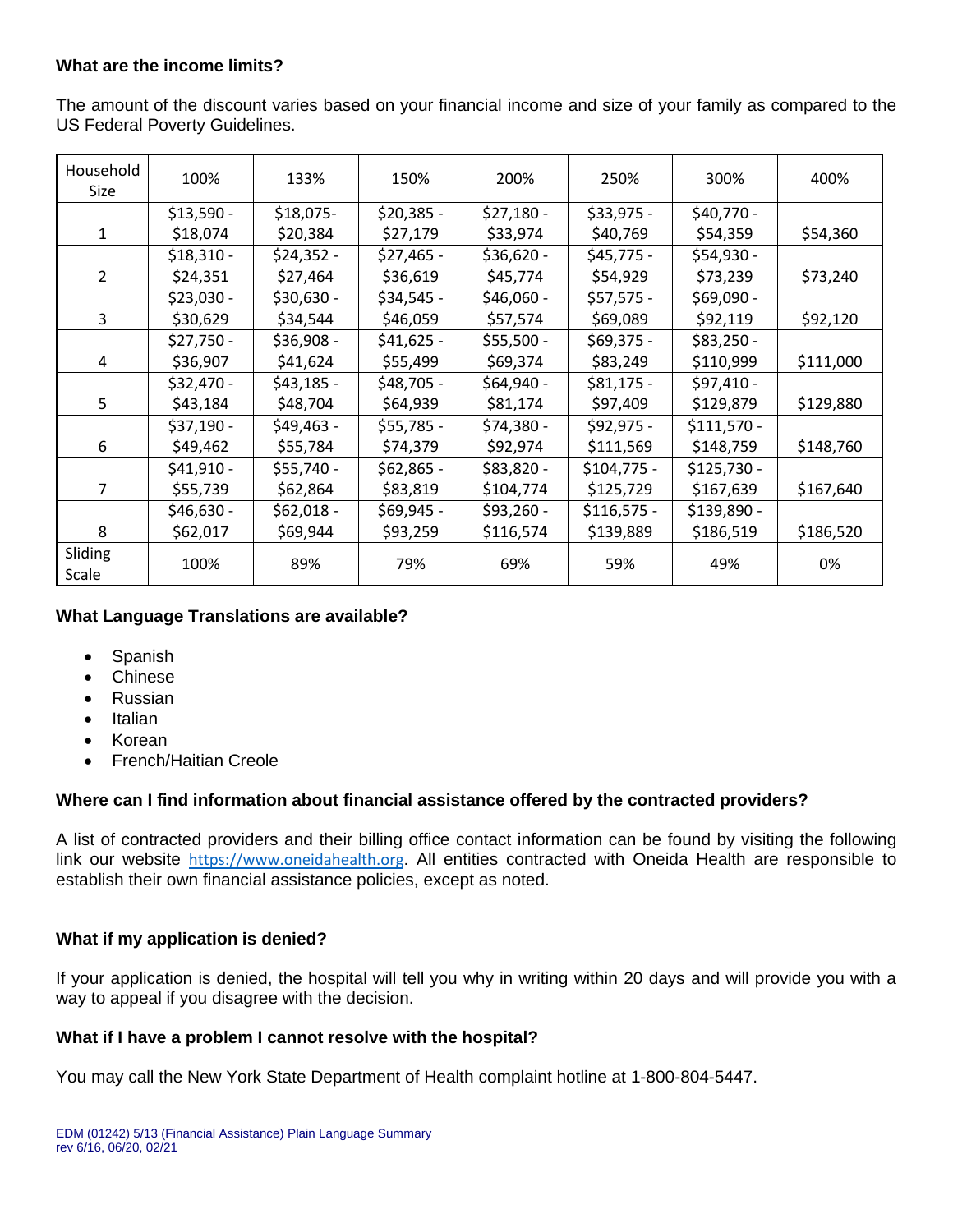**What are the income limits?**

The amount of the discount varies based on your financial income and size of your family as compared to the US Federal Poverty Guidelines.

| Household Size | 100% | 133% | 150% | 200% | 250% | 300% | 400% |
|---|---|---|---|---|---|---|---|
| 1 | $13,590 - $18,074 | $18,075- $20,384 | $20,385 - $27,179 | $27,180 - $33,974 | $33,975 - $40,769 | $40,770 - $54,359 | $54,360 |
| 2 | $18,310 - $24,351 | $24,352 - $27,464 | $27,465 - $36,619 | $36,620 - $45,774 | $45,775 - $54,929 | $54,930 - $73,239 | $73,240 |
| 3 | $23,030 - $30,629 | $30,630 - $34,544 | $34,545 - $46,059 | $46,060 - $57,574 | $57,575 - $69,089 | $69,090 - $92,119 | $92,120 |
| 4 | $27,750 - $36,907 | $36,908 - $41,624 | $41,625 - $55,499 | $55,500 - $69,374 | $69,375 - $83,249 | $83,250 - $110,999 | $111,000 |
| 5 | $32,470 - $43,184 | $43,185 - $48,704 | $48,705 - $64,939 | $64,940 - $81,174 | $81,175 - $97,409 | $97,410 - $129,879 | $129,880 |
| 6 | $37,190 - $49,462 | $49,463 - $55,784 | $55,785 - $74,379 | $74,380 - $92,974 | $92,975 - $111,569 | $111,570 - $148,759 | $148,760 |
| 7 | $41,910 - $55,739 | $55,740 - $62,864 | $62,865 - $83,819 | $83,820 - $104,774 | $104,775 - $125,729 | $125,730 - $167,639 | $167,640 |
| 8 | $46,630 - $62,017 | $62,018 - $69,944 | $69,945 - $93,259 | $93,260 - $116,574 | $116,575 - $139,889 | $139,890 - $186,519 | $186,520 |
| Sliding Scale | 100% | 89% | 79% | 69% | 59% | 49% | 0% |

**What Language Translations are available?**

- Spanish
- Chinese
- Russian
- Italian
- Korean
- French/Haitian Creole

**Where can I find information about financial assistance offered by the contracted providers?**

A list of contracted providers and their billing office contact information can be found by visiting the following link our website https://www.oneidahealth.org. All entities contracted with Oneida Health are responsible to establish their own financial assistance policies, except as noted.

**What if my application is denied?**

If your application is denied, the hospital will tell you why in writing within 20 days and will provide you with a way to appeal if you disagree with the decision.

**What if I have a problem I cannot resolve with the hospital?**

You may call the New York State Department of Health complaint hotline at 1-800-804-5447.

EDM (01242) 5/13 (Financial Assistance) Plain Language Summary
rev 6/16, 06/20, 02/21